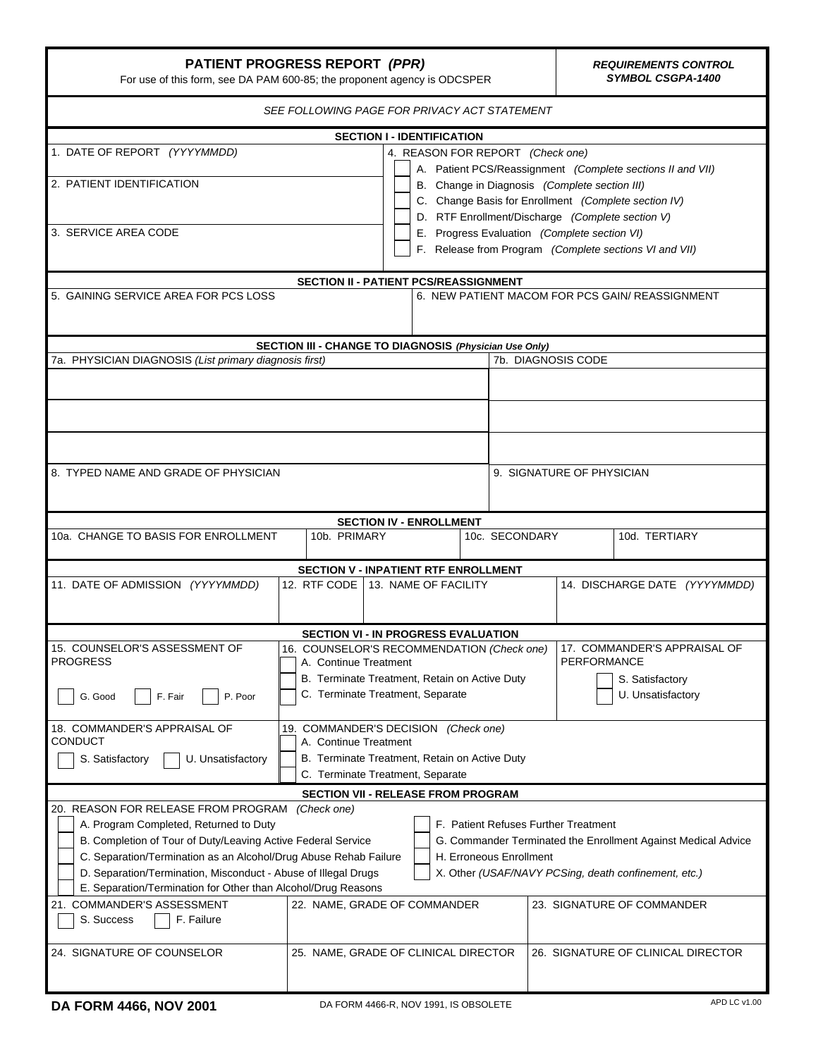# PATIENT PROGRESS REPORT *(PPR)*

For use of this form, see DA PAM 600-85; the proponent agency is ODCSPER

***REQUIREMENTS CONTROL SYMBOL CSGPA-1400***

*SEE FOLLOWING PAGE FOR PRIVACY ACT STATEMENT*

## SECTION I - IDENTIFICATION

1. DATE OF REPORT *(YYYYMMDD)*

2. PATIENT IDENTIFICATION

3. SERVICE AREA CODE

4. REASON FOR REPORT *(Check one)*
- ☐ A. Patient PCS/Reassignment *(Complete sections II and VII)*
- ☐ B. Change in Diagnosis *(Complete section III)*
- ☐ C. Change Basis for Enrollment *(Complete section IV)*
- ☐ D. RTF Enrollment/Discharge *(Complete section V)*
- ☐ E. Progress Evaluation *(Complete section VI)*
- ☐ F. Release from Program *(Complete sections VI and VII)*

## SECTION II - PATIENT PCS/REASSIGNMENT

5. GAINING SERVICE AREA FOR PCS LOSS

6. NEW PATIENT MACOM FOR PCS GAIN/ REASSIGNMENT

## SECTION III - CHANGE TO DIAGNOSIS *(Physician Use Only)*

| 7a. PHYSICIAN DIAGNOSIS *(List primary diagnosis first)* | 7b. DIAGNOSIS CODE |
|---|---|
| | |
| | |
| | |

8. TYPED NAME AND GRADE OF PHYSICIAN

9. SIGNATURE OF PHYSICIAN

## SECTION IV - ENROLLMENT

| 10a. CHANGE TO BASIS FOR ENROLLMENT | 10b. PRIMARY | 10c. SECONDARY | 10d. TERTIARY |
|---|---|---|---|
| | | | |

## SECTION V - INPATIENT RTF ENROLLMENT

| 11. DATE OF ADMISSION *(YYYYMMDD)* | 12. RTF CODE | 13. NAME OF FACILITY | 14. DISCHARGE DATE *(YYYYMMDD)* |
|---|---|---|---|
| | | | |

## SECTION VI - IN PROGRESS EVALUATION

15. COUNSELOR'S ASSESSMENT OF PROGRESS
- ☐ G. Good ☐ F. Fair ☐ P. Poor

16. COUNSELOR'S RECOMMENDATION *(Check one)*
- ☐ A. Continue Treatment
- ☐ B. Terminate Treatment, Retain on Active Duty
- ☐ C. Terminate Treatment, Separate

17. COMMANDER'S APPRAISAL OF PERFORMANCE
- ☐ S. Satisfactory
- ☐ U. Unsatisfactory

18. COMMANDER'S APPRAISAL OF CONDUCT
- ☐ S. Satisfactory ☐ U. Unsatisfactory

19. COMMANDER'S DECISION *(Check one)*
- ☐ A. Continue Treatment
- ☐ B. Terminate Treatment, Retain on Active Duty
- ☐ C. Terminate Treatment, Separate

## SECTION VII - RELEASE FROM PROGRAM

20. REASON FOR RELEASE FROM PROGRAM *(Check one)*
- ☐ A. Program Completed, Returned to Duty
- ☐ B. Completion of Tour of Duty/Leaving Active Federal Service
- ☐ C. Separation/Termination as an Alcohol/Drug Abuse Rehab Failure
- ☐ D. Separation/Termination, Misconduct - Abuse of Illegal Drugs
- ☐ E. Separation/Termination for Other than Alcohol/Drug Reasons
- ☐ F. Patient Refuses Further Treatment
- ☐ G. Commander Terminated the Enrollment Against Medical Advice
- ☐ H. Erroneous Enrollment
- ☐ X. Other *(USAF/NAVY PCSing, death confinement, etc.)*

21. COMMANDER'S ASSESSMENT
- ☐ S. Success ☐ F. Failure

22. NAME, GRADE OF COMMANDER

23. SIGNATURE OF COMMANDER

24. SIGNATURE OF COUNSELOR

25. NAME, GRADE OF CLINICAL DIRECTOR

26. SIGNATURE OF CLINICAL DIRECTOR

**DA FORM 4466, NOV 2001** DA FORM 4466-R, NOV 1991, IS OBSOLETE APD LC v1.00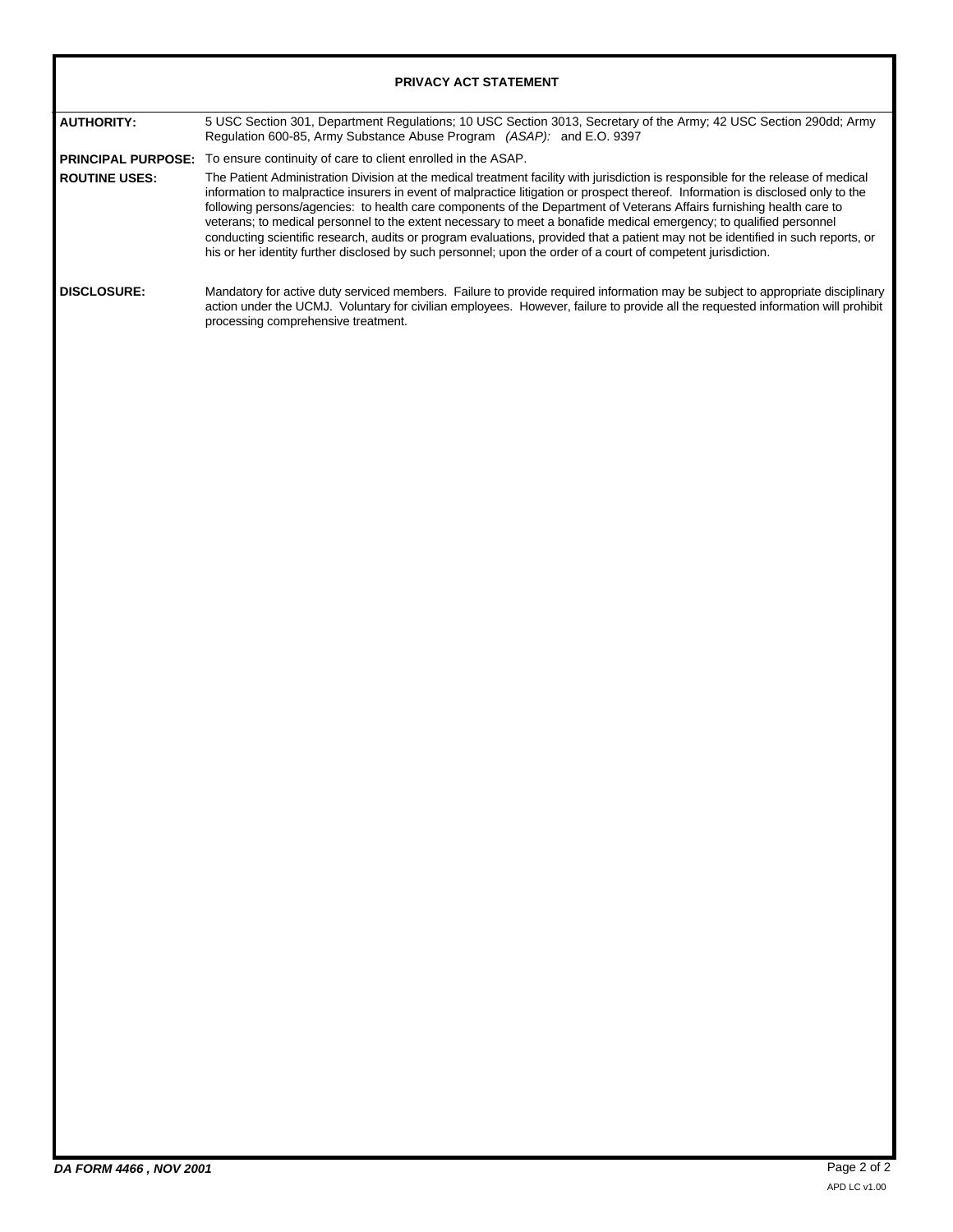## PRIVACY ACT STATEMENT

**AUTHORITY:** 5 USC Section 301, Department Regulations; 10 USC Section 3013, Secretary of the Army; 42 USC Section 290dd; Army Regulation 600-85, Army Substance Abuse Program *(ASAP):* and E.O. 9397

**PRINCIPAL PURPOSE:** To ensure continuity of care to client enrolled in the ASAP.

**ROUTINE USES:** The Patient Administration Division at the medical treatment facility with jurisdiction is responsible for the release of medical information to malpractice insurers in event of malpractice litigation or prospect thereof. Information is disclosed only to the following persons/agencies: to health care components of the Department of Veterans Affairs furnishing health care to veterans; to medical personnel to the extent necessary to meet a bonafide medical emergency; to qualified personnel conducting scientific research, audits or program evaluations, provided that a patient may not be identified in such reports, or his or her identity further disclosed by such personnel; upon the order of a court of competent jurisdiction.

**DISCLOSURE:** Mandatory for active duty serviced members. Failure to provide required information may be subject to appropriate disciplinary action under the UCMJ. Voluntary for civilian employees. However, failure to provide all the requested information will prohibit processing comprehensive treatment.

***DA FORM 4466 , NOV 2001***

APD LC v1.00